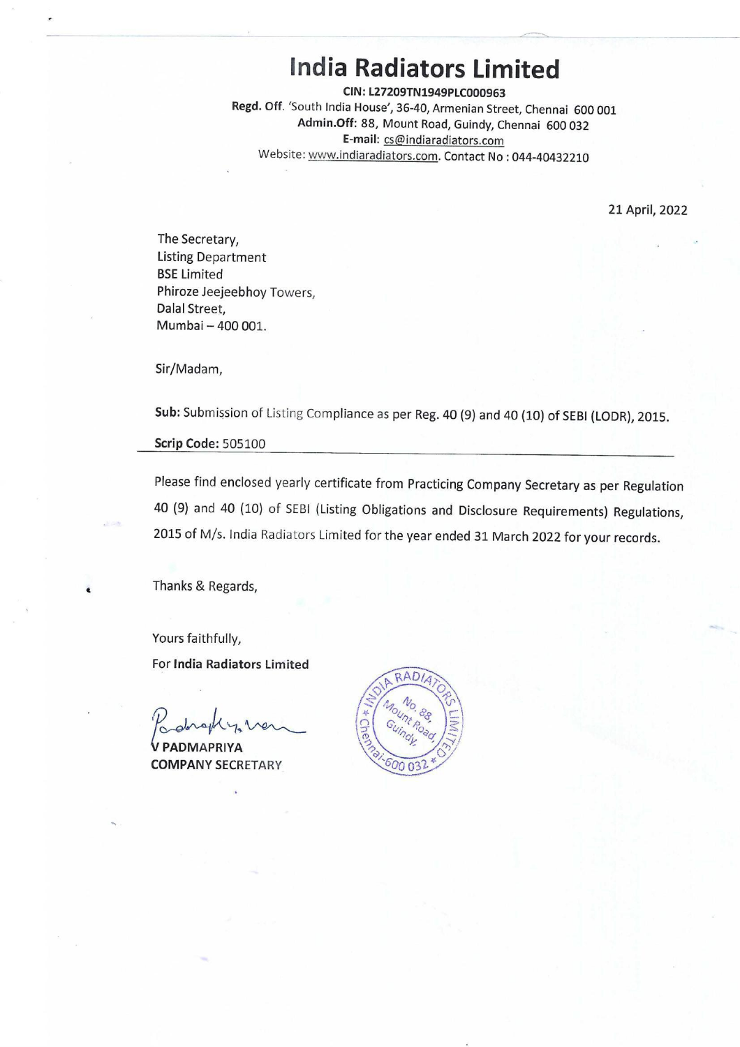# India Radiators Limited

**CIN: L27209TN1949PLC000963**
**Regd. Off.** 'South India House', 36-40, Armenian Street, Chennai 600 001
**Admin.Off:** 88, Mount Road, Guindy, Chennai 600 032
**E-mail:** cs@indiaradiators.com
Website: www.indiaradiators.com. Contact No : 044-40432210

21 April, 2022

The Secretary,
Listing Department
BSE Limited
Phiroze Jeejeebhoy Towers,
Dalal Street,
Mumbai – 400 001.

Sir/Madam,

**Sub:** Submission of Listing Compliance as per Reg. 40 (9) and 40 (10) of SEBI (LODR), 2015.

**Scrip Code:** 505100

Please find enclosed yearly certificate from Practicing Company Secretary as per Regulation 40 (9) and 40 (10) of SEBI (Listing Obligations and Disclosure Requirements) Regulations, 2015 of M/s. India Radiators Limited for the year ended 31 March 2022 for your records.

Thanks & Regards,

Yours faithfully,
For **India Radiators Limited**

**V PADMAPRIYA**
**COMPANY SECRETARY**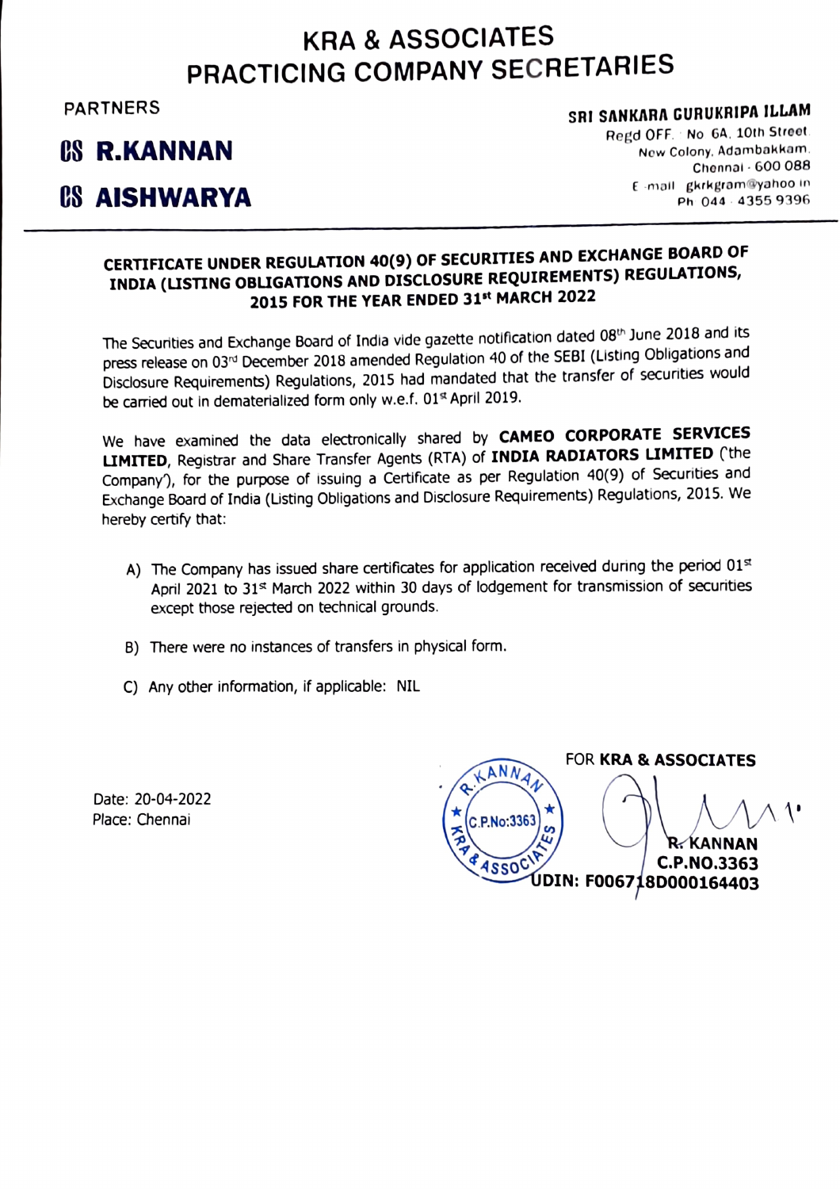# KRA & ASSOCIATES
# PRACTICING COMPANY SECRETARIES

PARTNERS

**CS R.KANNAN**

**CS AISHWARYA**

**SRI SANKARA GURUKRIPA ILLAM**
Regd OFF.: No 6A, 10th Street,
New Colony, Adambakkam,
Chennai - 600 088
E-mail: gkrkgram@yahoo.in
Ph: 044 - 4355 9396

---

## CERTIFICATE UNDER REGULATION 40(9) OF SECURITIES AND EXCHANGE BOARD OF INDIA (LISTING OBLIGATIONS AND DISCLOSURE REQUIREMENTS) REGULATIONS, 2015 FOR THE YEAR ENDED 31st MARCH 2022

The Securities and Exchange Board of India vide gazette notification dated 08th June 2018 and its press release on 03rd December 2018 amended Regulation 40 of the SEBI (Listing Obligations and Disclosure Requirements) Regulations, 2015 had mandated that the transfer of securities would be carried out in dematerialized form only w.e.f. 01st April 2019.

We have examined the data electronically shared by **CAMEO CORPORATE SERVICES LIMITED**, Registrar and Share Transfer Agents (RTA) of **INDIA RADIATORS LIMITED** ('the Company'), for the purpose of issuing a Certificate as per Regulation 40(9) of Securities and Exchange Board of India (Listing Obligations and Disclosure Requirements) Regulations, 2015. We hereby certify that:

A) The Company has issued share certificates for application received during the period 01st April 2021 to 31st March 2022 within 30 days of lodgement for transmission of securities except those rejected on technical grounds.

B) There were no instances of transfers in physical form.

C) Any other information, if applicable: NIL

Date: 20-04-2022
Place: Chennai

FOR **KRA & ASSOCIATES**

**R. KANNAN**
**C.P.NO.3363**
**UDIN: F006718D000164403**